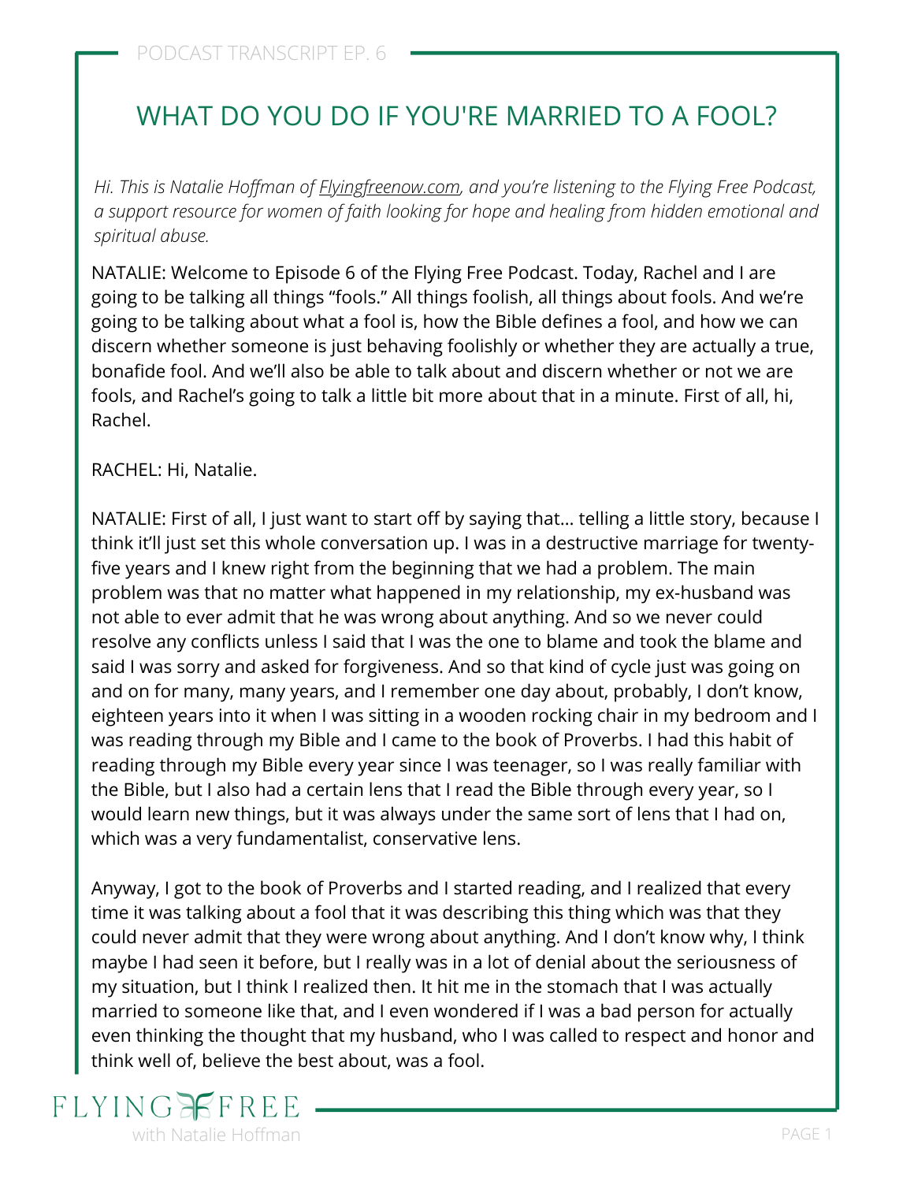# WHAT DO YOU DO IF YOU'RE MARRIED TO A FOOL?

*Hi. This is Natalie Hoffman of [Flyingfreenow.com](Flyingfreenow.com), and you're listening to the Flying Free Podcast, a support resource for women of faith looking for hope and healing from hidden emotional and spiritual abuse.*

NATALIE: Welcome to Episode 6 of the Flying Free Podcast. Today, Rachel and I are going to be talking all things "fools." All things foolish, all things about fools. And we're going to be talking about what a fool is, how the Bible defines a fool, and how we can discern whether someone is just behaving foolishly or whether they are actually a true, bonafide fool. And we'll also be able to talk about and discern whether or not we are fools, and Rachel's going to talk a little bit more about that in a minute. First of all, hi, Rachel.

RACHEL: Hi, Natalie.

NATALIE: First of all, I just want to start off by saying that… telling a little story, because I think it'll just set this whole conversation up. I was in a destructive marriage for twenty-five years and I knew right from the beginning that we had a problem. The main problem was that no matter what happened in my relationship, my ex-husband was not able to ever admit that he was wrong about anything. And so we never could resolve any conflicts unless I said that I was the one to blame and took the blame and said I was sorry and asked for forgiveness. And so that kind of cycle just was going on and on for many, many years, and I remember one day about, probably, I don't know, eighteen years into it when I was sitting in a wooden rocking chair in my bedroom and I was reading through my Bible and I came to the book of Proverbs. I had this habit of reading through my Bible every year since I was teenager, so I was really familiar with the Bible, but I also had a certain lens that I read the Bible through every year, so I would learn new things, but it was always under the same sort of lens that I had on, which was a very fundamentalist, conservative lens.

Anyway, I got to the book of Proverbs and I started reading, and I realized that every time it was talking about a fool that it was describing this thing which was that they could never admit that they were wrong about anything. And I don't know why, I think maybe I had seen it before, but I really was in a lot of denial about the seriousness of my situation, but I think I realized then. It hit me in the stomach that I was actually married to someone like that, and I even wondered if I was a bad person for actually even thinking the thought that my husband, who I was called to respect and honor and think well of, believe the best about, was a fool.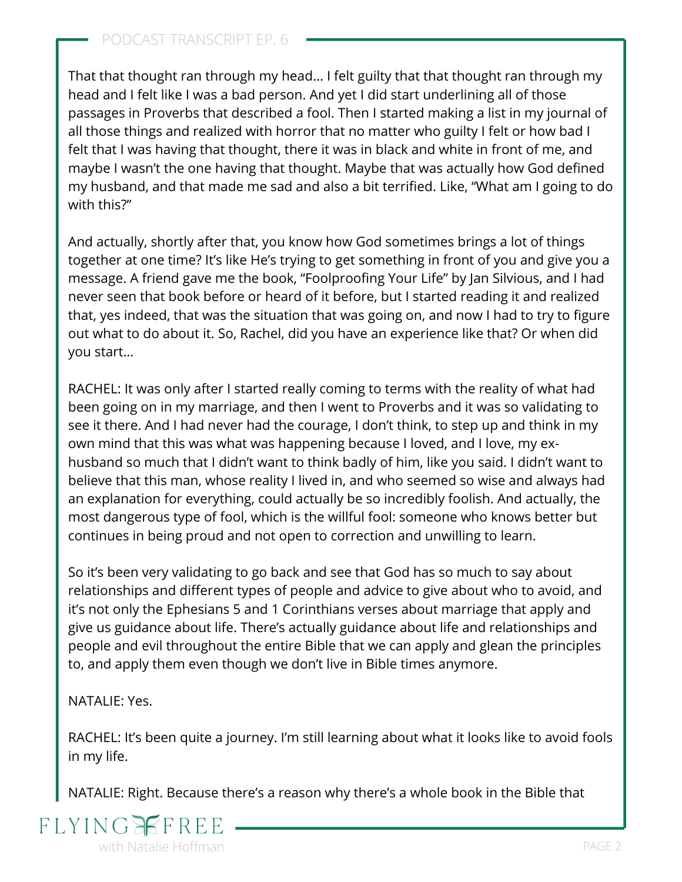That that thought ran through my head… I felt guilty that that thought ran through my head and I felt like I was a bad person. And yet I did start underlining all of those passages in Proverbs that described a fool. Then I started making a list in my journal of all those things and realized with horror that no matter who guilty I felt or how bad I felt that I was having that thought, there it was in black and white in front of me, and maybe I wasn't the one having that thought. Maybe that was actually how God defined my husband, and that made me sad and also a bit terrified. Like, "What am I going to do with this?"

And actually, shortly after that, you know how God sometimes brings a lot of things together at one time? It's like He's trying to get something in front of you and give you a message. A friend gave me the book, "Foolproofing Your Life" by Jan Silvious, and I had never seen that book before or heard of it before, but I started reading it and realized that, yes indeed, that was the situation that was going on, and now I had to try to figure out what to do about it. So, Rachel, did you have an experience like that? Or when did you start…

RACHEL: It was only after I started really coming to terms with the reality of what had been going on in my marriage, and then I went to Proverbs and it was so validating to see it there. And I had never had the courage, I don't think, to step up and think in my own mind that this was what was happening because I loved, and I love, my ex-husband so much that I didn't want to think badly of him, like you said. I didn't want to believe that this man, whose reality I lived in, and who seemed so wise and always had an explanation for everything, could actually be so incredibly foolish. And actually, the most dangerous type of fool, which is the willful fool: someone who knows better but continues in being proud and not open to correction and unwilling to learn.

So it's been very validating to go back and see that God has so much to say about relationships and different types of people and advice to give about who to avoid, and it's not only the Ephesians 5 and 1 Corinthians verses about marriage that apply and give us guidance about life. There's actually guidance about life and relationships and people and evil throughout the entire Bible that we can apply and glean the principles to, and apply them even though we don't live in Bible times anymore.

NATALIE: Yes.

RACHEL: It's been quite a journey. I'm still learning about what it looks like to avoid fools in my life.

NATALIE: Right. Because there's a reason why there's a whole book in the Bible that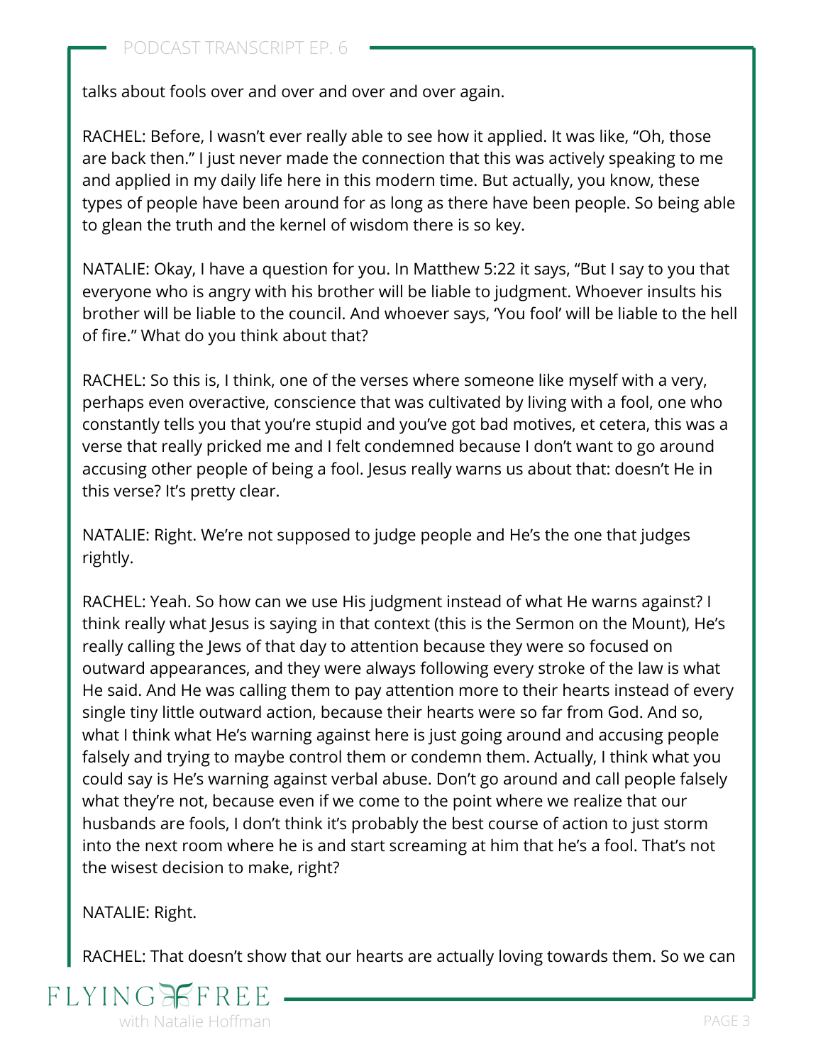talks about fools over and over and over and over again.

RACHEL: Before, I wasn't ever really able to see how it applied. It was like, "Oh, those are back then." I just never made the connection that this was actively speaking to me and applied in my daily life here in this modern time. But actually, you know, these types of people have been around for as long as there have been people. So being able to glean the truth and the kernel of wisdom there is so key.

NATALIE: Okay, I have a question for you. In Matthew 5:22 it says, "But I say to you that everyone who is angry with his brother will be liable to judgment. Whoever insults his brother will be liable to the council. And whoever says, 'You fool' will be liable to the hell of fire." What do you think about that?

RACHEL: So this is, I think, one of the verses where someone like myself with a very, perhaps even overactive, conscience that was cultivated by living with a fool, one who constantly tells you that you're stupid and you've got bad motives, et cetera, this was a verse that really pricked me and I felt condemned because I don't want to go around accusing other people of being a fool. Jesus really warns us about that: doesn't He in this verse? It's pretty clear.

NATALIE: Right. We're not supposed to judge people and He's the one that judges rightly.

RACHEL: Yeah. So how can we use His judgment instead of what He warns against? I think really what Jesus is saying in that context (this is the Sermon on the Mount), He's really calling the Jews of that day to attention because they were so focused on outward appearances, and they were always following every stroke of the law is what He said. And He was calling them to pay attention more to their hearts instead of every single tiny little outward action, because their hearts were so far from God. And so, what I think what He's warning against here is just going around and accusing people falsely and trying to maybe control them or condemn them. Actually, I think what you could say is He's warning against verbal abuse. Don't go around and call people falsely what they're not, because even if we come to the point where we realize that our husbands are fools, I don't think it's probably the best course of action to just storm into the next room where he is and start screaming at him that he's a fool. That's not the wisest decision to make, right?

NATALIE: Right.

RACHEL: That doesn't show that our hearts are actually loving towards them. So we can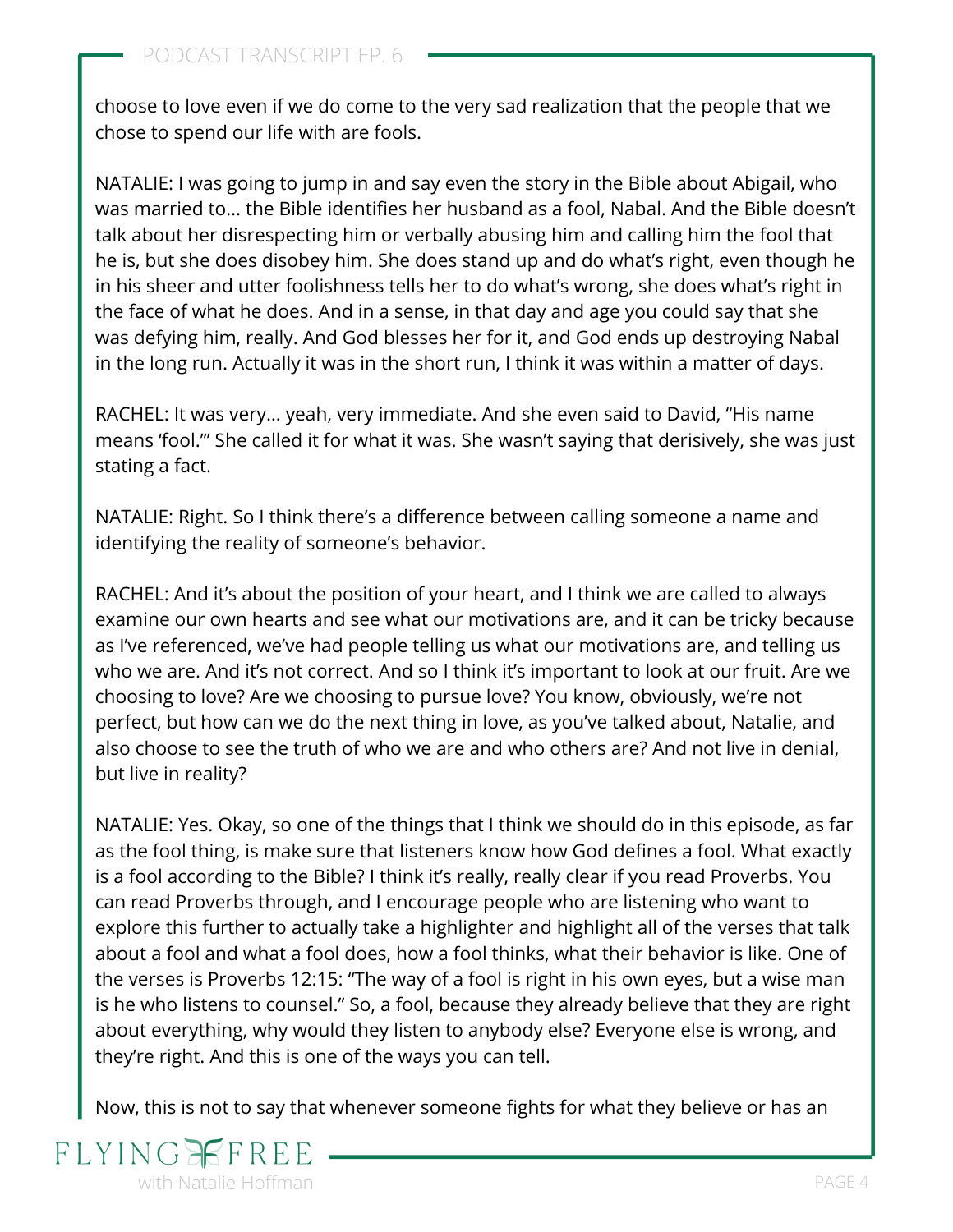choose to love even if we do come to the very sad realization that the people that we chose to spend our life with are fools.

NATALIE: I was going to jump in and say even the story in the Bible about Abigail, who was married to… the Bible identifies her husband as a fool, Nabal. And the Bible doesn't talk about her disrespecting him or verbally abusing him and calling him the fool that he is, but she does disobey him. She does stand up and do what's right, even though he in his sheer and utter foolishness tells her to do what's wrong, she does what's right in the face of what he does. And in a sense, in that day and age you could say that she was defying him, really. And God blesses her for it, and God ends up destroying Nabal in the long run. Actually it was in the short run, I think it was within a matter of days.

RACHEL: It was very… yeah, very immediate. And she even said to David, "His name means 'fool.'" She called it for what it was. She wasn't saying that derisively, she was just stating a fact.

NATALIE: Right. So I think there's a difference between calling someone a name and identifying the reality of someone's behavior.

RACHEL: And it's about the position of your heart, and I think we are called to always examine our own hearts and see what our motivations are, and it can be tricky because as I've referenced, we've had people telling us what our motivations are, and telling us who we are. And it's not correct. And so I think it's important to look at our fruit. Are we choosing to love? Are we choosing to pursue love? You know, obviously, we're not perfect, but how can we do the next thing in love, as you've talked about, Natalie, and also choose to see the truth of who we are and who others are? And not live in denial, but live in reality?

NATALIE: Yes. Okay, so one of the things that I think we should do in this episode, as far as the fool thing, is make sure that listeners know how God defines a fool. What exactly is a fool according to the Bible? I think it's really, really clear if you read Proverbs. You can read Proverbs through, and I encourage people who are listening who want to explore this further to actually take a highlighter and highlight all of the verses that talk about a fool and what a fool does, how a fool thinks, what their behavior is like. One of the verses is Proverbs 12:15: "The way of a fool is right in his own eyes, but a wise man is he who listens to counsel." So, a fool, because they already believe that they are right about everything, why would they listen to anybody else? Everyone else is wrong, and they're right. And this is one of the ways you can tell.

Now, this is not to say that whenever someone fights for what they believe or has an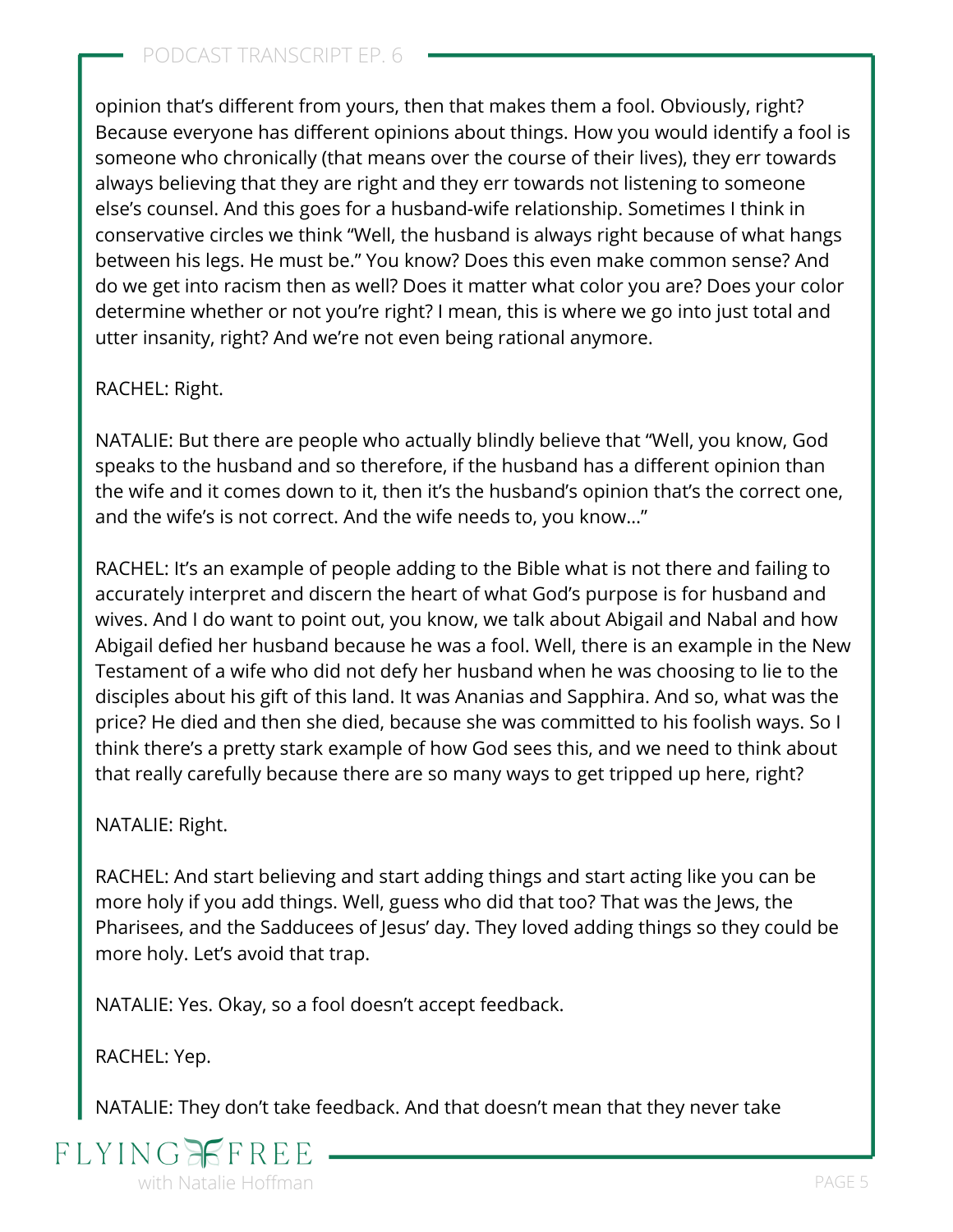opinion that's different from yours, then that makes them a fool. Obviously, right? Because everyone has different opinions about things. How you would identify a fool is someone who chronically (that means over the course of their lives), they err towards always believing that they are right and they err towards not listening to someone else's counsel. And this goes for a husband-wife relationship. Sometimes I think in conservative circles we think "Well, the husband is always right because of what hangs between his legs. He must be." You know? Does this even make common sense? And do we get into racism then as well? Does it matter what color you are? Does your color determine whether or not you're right? I mean, this is where we go into just total and utter insanity, right? And we're not even being rational anymore.

RACHEL: Right.

NATALIE: But there are people who actually blindly believe that "Well, you know, God speaks to the husband and so therefore, if the husband has a different opinion than the wife and it comes down to it, then it's the husband's opinion that's the correct one, and the wife's is not correct. And the wife needs to, you know…"

RACHEL: It's an example of people adding to the Bible what is not there and failing to accurately interpret and discern the heart of what God's purpose is for husband and wives. And I do want to point out, you know, we talk about Abigail and Nabal and how Abigail defied her husband because he was a fool. Well, there is an example in the New Testament of a wife who did not defy her husband when he was choosing to lie to the disciples about his gift of this land. It was Ananias and Sapphira. And so, what was the price? He died and then she died, because she was committed to his foolish ways. So I think there's a pretty stark example of how God sees this, and we need to think about that really carefully because there are so many ways to get tripped up here, right?

NATALIE: Right.

RACHEL: And start believing and start adding things and start acting like you can be more holy if you add things. Well, guess who did that too? That was the Jews, the Pharisees, and the Sadducees of Jesus' day. They loved adding things so they could be more holy. Let's avoid that trap.

NATALIE: Yes. Okay, so a fool doesn't accept feedback.

RACHEL: Yep.

NATALIE: They don't take feedback. And that doesn't mean that they never take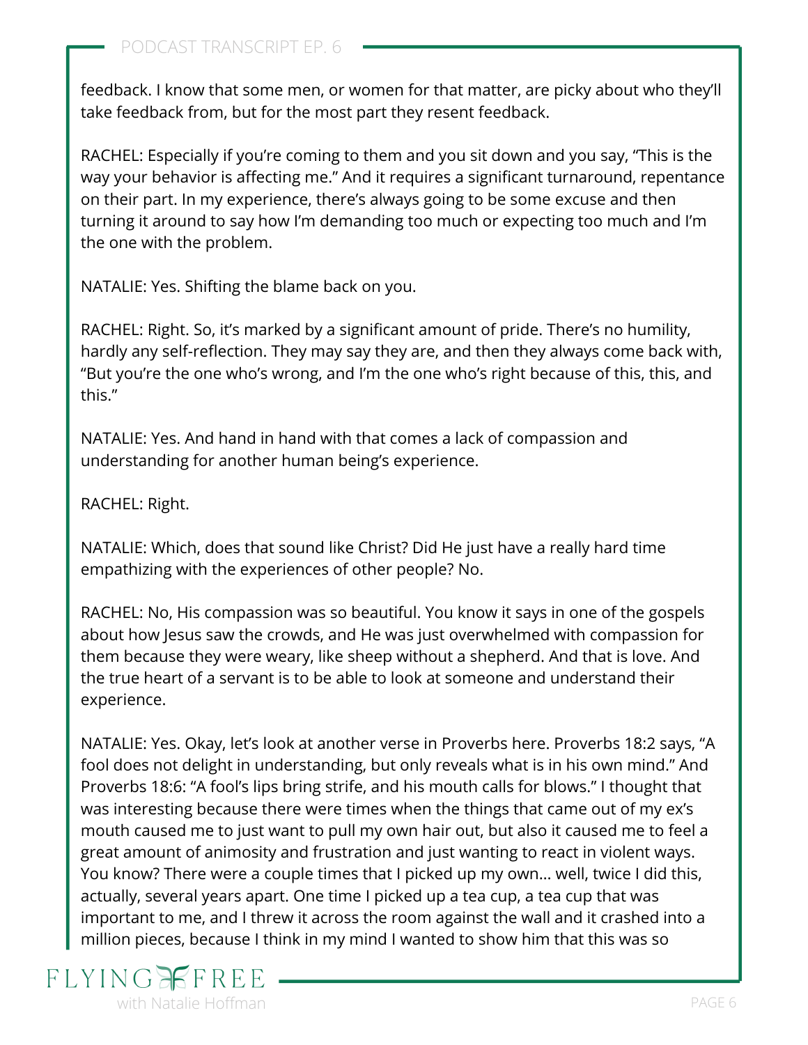feedback. I know that some men, or women for that matter, are picky about who they'll take feedback from, but for the most part they resent feedback.

RACHEL: Especially if you're coming to them and you sit down and you say, "This is the way your behavior is affecting me." And it requires a significant turnaround, repentance on their part. In my experience, there's always going to be some excuse and then turning it around to say how I'm demanding too much or expecting too much and I'm the one with the problem.

NATALIE: Yes. Shifting the blame back on you.

RACHEL: Right. So, it's marked by a significant amount of pride. There's no humility, hardly any self-reflection. They may say they are, and then they always come back with, "But you're the one who's wrong, and I'm the one who's right because of this, this, and this."

NATALIE: Yes. And hand in hand with that comes a lack of compassion and understanding for another human being's experience.

RACHEL: Right.

NATALIE: Which, does that sound like Christ? Did He just have a really hard time empathizing with the experiences of other people? No.

RACHEL: No, His compassion was so beautiful. You know it says in one of the gospels about how Jesus saw the crowds, and He was just overwhelmed with compassion for them because they were weary, like sheep without a shepherd. And that is love. And the true heart of a servant is to be able to look at someone and understand their experience.

NATALIE: Yes. Okay, let's look at another verse in Proverbs here. Proverbs 18:2 says, "A fool does not delight in understanding, but only reveals what is in his own mind." And Proverbs 18:6: "A fool's lips bring strife, and his mouth calls for blows." I thought that was interesting because there were times when the things that came out of my ex's mouth caused me to just want to pull my own hair out, but also it caused me to feel a great amount of animosity and frustration and just wanting to react in violent ways. You know? There were a couple times that I picked up my own… well, twice I did this, actually, several years apart. One time I picked up a tea cup, a tea cup that was important to me, and I threw it across the room against the wall and it crashed into a million pieces, because I think in my mind I wanted to show him that this was so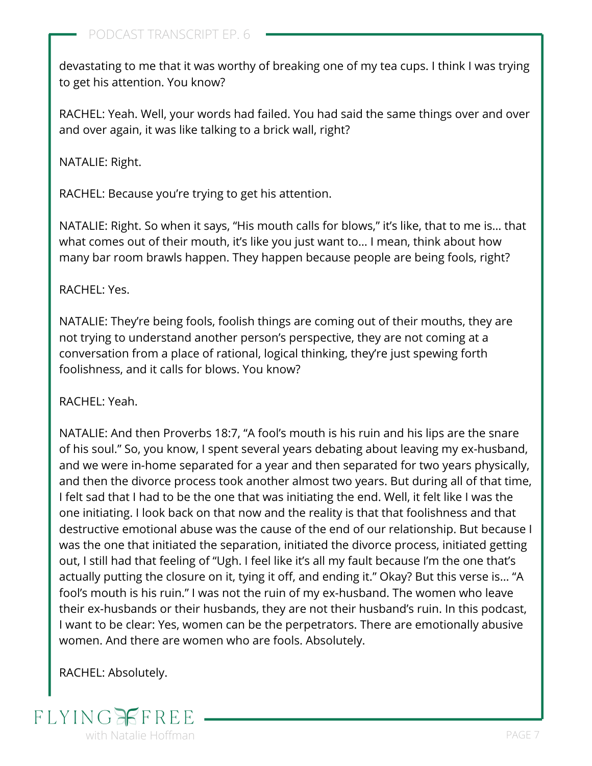devastating to me that it was worthy of breaking one of my tea cups. I think I was trying to get his attention. You know?

RACHEL: Yeah. Well, your words had failed. You had said the same things over and over and over again, it was like talking to a brick wall, right?

NATALIE: Right.

RACHEL: Because you're trying to get his attention.

NATALIE: Right. So when it says, "His mouth calls for blows," it's like, that to me is… that what comes out of their mouth, it's like you just want to… I mean, think about how many bar room brawls happen. They happen because people are being fools, right?

RACHEL: Yes.

NATALIE: They're being fools, foolish things are coming out of their mouths, they are not trying to understand another person's perspective, they are not coming at a conversation from a place of rational, logical thinking, they're just spewing forth foolishness, and it calls for blows. You know?

RACHEL: Yeah.

NATALIE: And then Proverbs 18:7, "A fool's mouth is his ruin and his lips are the snare of his soul." So, you know, I spent several years debating about leaving my ex-husband, and we were in-home separated for a year and then separated for two years physically, and then the divorce process took another almost two years. But during all of that time, I felt sad that I had to be the one that was initiating the end. Well, it felt like I was the one initiating. I look back on that now and the reality is that that foolishness and that destructive emotional abuse was the cause of the end of our relationship. But because I was the one that initiated the separation, initiated the divorce process, initiated getting out, I still had that feeling of "Ugh. I feel like it's all my fault because I'm the one that's actually putting the closure on it, tying it off, and ending it." Okay? But this verse is… "A fool's mouth is his ruin." I was not the ruin of my ex-husband. The women who leave their ex-husbands or their husbands, they are not their husband's ruin. In this podcast, I want to be clear: Yes, women can be the perpetrators. There are emotionally abusive women. And there are women who are fools. Absolutely.

RACHEL: Absolutely.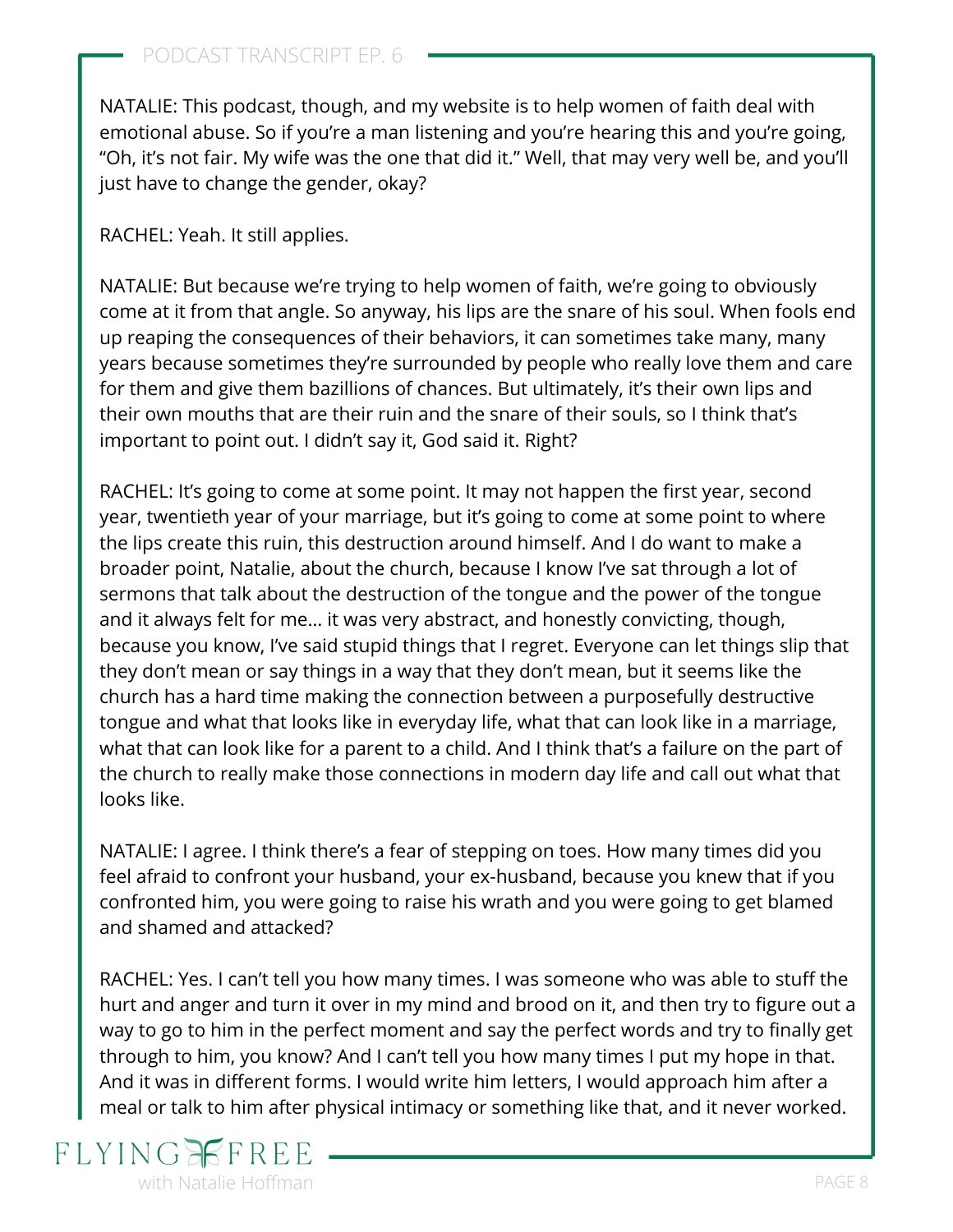NATALIE: This podcast, though, and my website is to help women of faith deal with emotional abuse. So if you're a man listening and you're hearing this and you're going, "Oh, it's not fair. My wife was the one that did it." Well, that may very well be, and you'll just have to change the gender, okay?

RACHEL: Yeah. It still applies.

NATALIE: But because we're trying to help women of faith, we're going to obviously come at it from that angle. So anyway, his lips are the snare of his soul. When fools end up reaping the consequences of their behaviors, it can sometimes take many, many years because sometimes they're surrounded by people who really love them and care for them and give them bazillions of chances. But ultimately, it's their own lips and their own mouths that are their ruin and the snare of their souls, so I think that's important to point out. I didn't say it, God said it. Right?

RACHEL: It's going to come at some point. It may not happen the first year, second year, twentieth year of your marriage, but it's going to come at some point to where the lips create this ruin, this destruction around himself. And I do want to make a broader point, Natalie, about the church, because I know I've sat through a lot of sermons that talk about the destruction of the tongue and the power of the tongue and it always felt for me… it was very abstract, and honestly convicting, though, because you know, I've said stupid things that I regret. Everyone can let things slip that they don't mean or say things in a way that they don't mean, but it seems like the church has a hard time making the connection between a purposefully destructive tongue and what that looks like in everyday life, what that can look like in a marriage, what that can look like for a parent to a child. And I think that's a failure on the part of the church to really make those connections in modern day life and call out what that looks like.

NATALIE: I agree. I think there's a fear of stepping on toes. How many times did you feel afraid to confront your husband, your ex-husband, because you knew that if you confronted him, you were going to raise his wrath and you were going to get blamed and shamed and attacked?

RACHEL: Yes. I can't tell you how many times. I was someone who was able to stuff the hurt and anger and turn it over in my mind and brood on it, and then try to figure out a way to go to him in the perfect moment and say the perfect words and try to finally get through to him, you know? And I can't tell you how many times I put my hope in that. And it was in different forms. I would write him letters, I would approach him after a meal or talk to him after physical intimacy or something like that, and it never worked.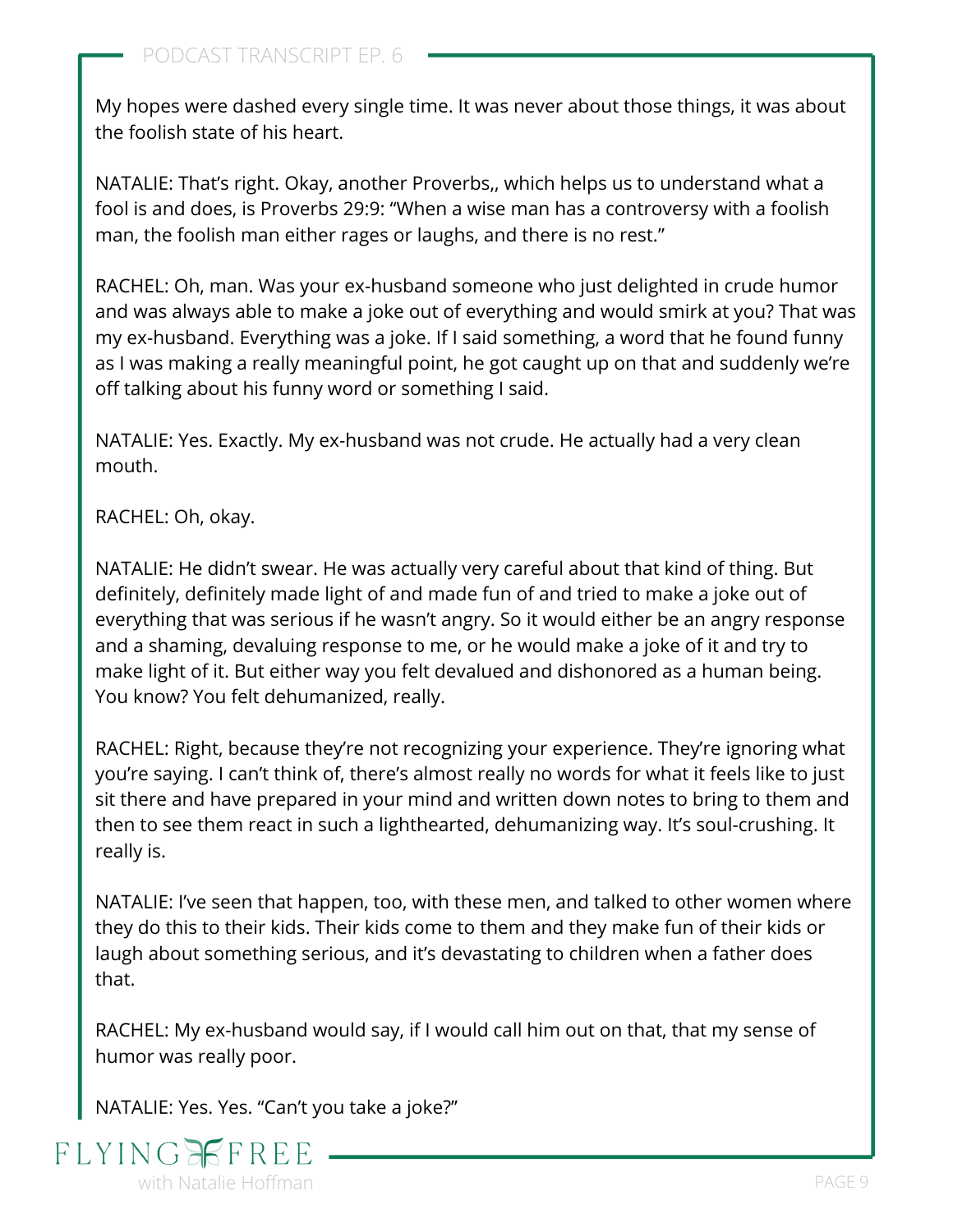My hopes were dashed every single time. It was never about those things, it was about the foolish state of his heart.

NATALIE: That's right. Okay, another Proverbs,, which helps us to understand what a fool is and does, is Proverbs 29:9: "When a wise man has a controversy with a foolish man, the foolish man either rages or laughs, and there is no rest."

RACHEL: Oh, man. Was your ex-husband someone who just delighted in crude humor and was always able to make a joke out of everything and would smirk at you? That was my ex-husband. Everything was a joke. If I said something, a word that he found funny as I was making a really meaningful point, he got caught up on that and suddenly we're off talking about his funny word or something I said.

NATALIE: Yes. Exactly. My ex-husband was not crude. He actually had a very clean mouth.

RACHEL: Oh, okay.

NATALIE: He didn't swear. He was actually very careful about that kind of thing. But definitely, definitely made light of and made fun of and tried to make a joke out of everything that was serious if he wasn't angry. So it would either be an angry response and a shaming, devaluing response to me, or he would make a joke of it and try to make light of it. But either way you felt devalued and dishonored as a human being. You know? You felt dehumanized, really.

RACHEL: Right, because they're not recognizing your experience. They're ignoring what you're saying. I can't think of, there's almost really no words for what it feels like to just sit there and have prepared in your mind and written down notes to bring to them and then to see them react in such a lighthearted, dehumanizing way. It's soul-crushing. It really is.

NATALIE: I've seen that happen, too, with these men, and talked to other women where they do this to their kids. Their kids come to them and they make fun of their kids or laugh about something serious, and it's devastating to children when a father does that.

RACHEL: My ex-husband would say, if I would call him out on that, that my sense of humor was really poor.

NATALIE: Yes. Yes. "Can't you take a joke?"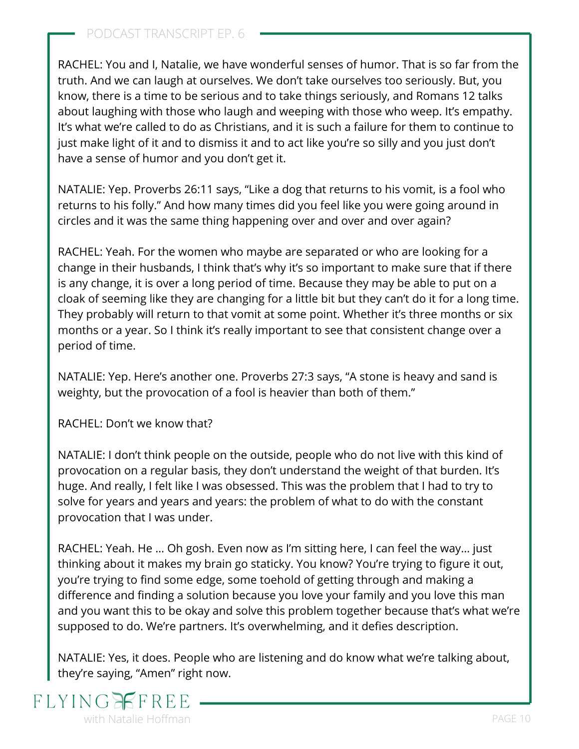RACHEL: You and I, Natalie, we have wonderful senses of humor. That is so far from the truth. And we can laugh at ourselves. We don't take ourselves too seriously. But, you know, there is a time to be serious and to take things seriously, and Romans 12 talks about laughing with those who laugh and weeping with those who weep. It's empathy. It's what we're called to do as Christians, and it is such a failure for them to continue to just make light of it and to dismiss it and to act like you're so silly and you just don't have a sense of humor and you don't get it.

NATALIE: Yep. Proverbs 26:11 says, "Like a dog that returns to his vomit, is a fool who returns to his folly." And how many times did you feel like you were going around in circles and it was the same thing happening over and over and over again?

RACHEL: Yeah. For the women who maybe are separated or who are looking for a change in their husbands, I think that's why it's so important to make sure that if there is any change, it is over a long period of time. Because they may be able to put on a cloak of seeming like they are changing for a little bit but they can't do it for a long time. They probably will return to that vomit at some point. Whether it's three months or six months or a year. So I think it's really important to see that consistent change over a period of time.

NATALIE: Yep. Here's another one. Proverbs 27:3 says, "A stone is heavy and sand is weighty, but the provocation of a fool is heavier than both of them."

RACHEL: Don't we know that?

NATALIE: I don't think people on the outside, people who do not live with this kind of provocation on a regular basis, they don't understand the weight of that burden. It's huge. And really, I felt like I was obsessed. This was the problem that I had to try to solve for years and years and years: the problem of what to do with the constant provocation that I was under.

RACHEL: Yeah. He ... Oh gosh. Even now as I'm sitting here, I can feel the way... just thinking about it makes my brain go staticky. You know? You're trying to figure it out, you're trying to find some edge, some toehold of getting through and making a difference and finding a solution because you love your family and you love this man and you want this to be okay and solve this problem together because that's what we're supposed to do. We're partners. It's overwhelming, and it defies description.

NATALIE: Yes, it does. People who are listening and do know what we're talking about, they're saying, "Amen" right now.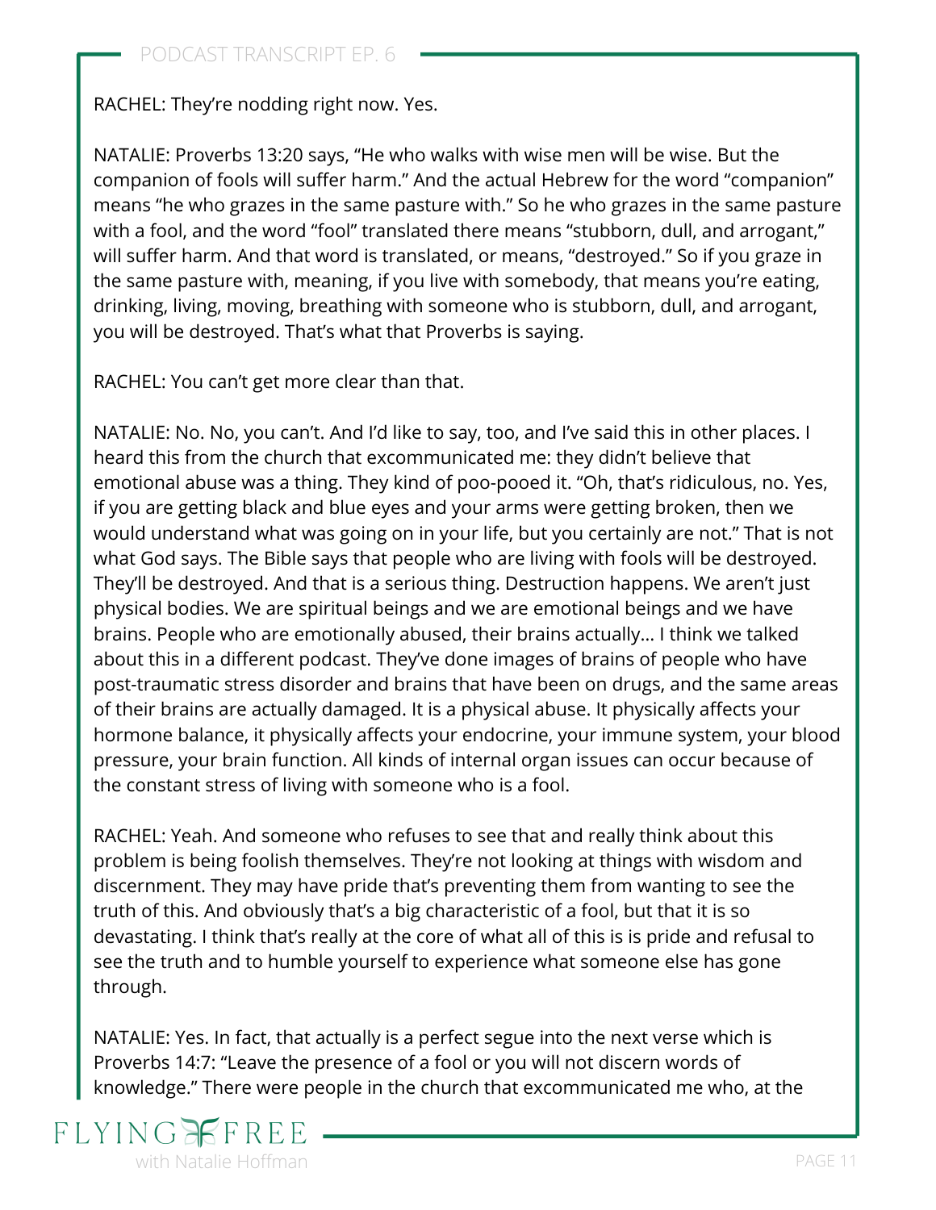RACHEL: They're nodding right now. Yes.

NATALIE: Proverbs 13:20 says, "He who walks with wise men will be wise. But the companion of fools will suffer harm." And the actual Hebrew for the word "companion" means "he who grazes in the same pasture with." So he who grazes in the same pasture with a fool, and the word "fool" translated there means "stubborn, dull, and arrogant," will suffer harm. And that word is translated, or means, "destroyed." So if you graze in the same pasture with, meaning, if you live with somebody, that means you're eating, drinking, living, moving, breathing with someone who is stubborn, dull, and arrogant, you will be destroyed. That's what that Proverbs is saying.

RACHEL: You can't get more clear than that.

NATALIE: No. No, you can't. And I'd like to say, too, and I've said this in other places. I heard this from the church that excommunicated me: they didn't believe that emotional abuse was a thing. They kind of poo-pooed it. "Oh, that's ridiculous, no. Yes, if you are getting black and blue eyes and your arms were getting broken, then we would understand what was going on in your life, but you certainly are not." That is not what God says. The Bible says that people who are living with fools will be destroyed. They'll be destroyed. And that is a serious thing. Destruction happens. We aren't just physical bodies. We are spiritual beings and we are emotional beings and we have brains. People who are emotionally abused, their brains actually… I think we talked about this in a different podcast. They've done images of brains of people who have post-traumatic stress disorder and brains that have been on drugs, and the same areas of their brains are actually damaged. It is a physical abuse. It physically affects your hormone balance, it physically affects your endocrine, your immune system, your blood pressure, your brain function. All kinds of internal organ issues can occur because of the constant stress of living with someone who is a fool.

RACHEL: Yeah. And someone who refuses to see that and really think about this problem is being foolish themselves. They're not looking at things with wisdom and discernment. They may have pride that's preventing them from wanting to see the truth of this. And obviously that's a big characteristic of a fool, but that it is so devastating. I think that's really at the core of what all of this is is pride and refusal to see the truth and to humble yourself to experience what someone else has gone through.

NATALIE: Yes. In fact, that actually is a perfect segue into the next verse which is Proverbs 14:7: "Leave the presence of a fool or you will not discern words of knowledge." There were people in the church that excommunicated me who, at the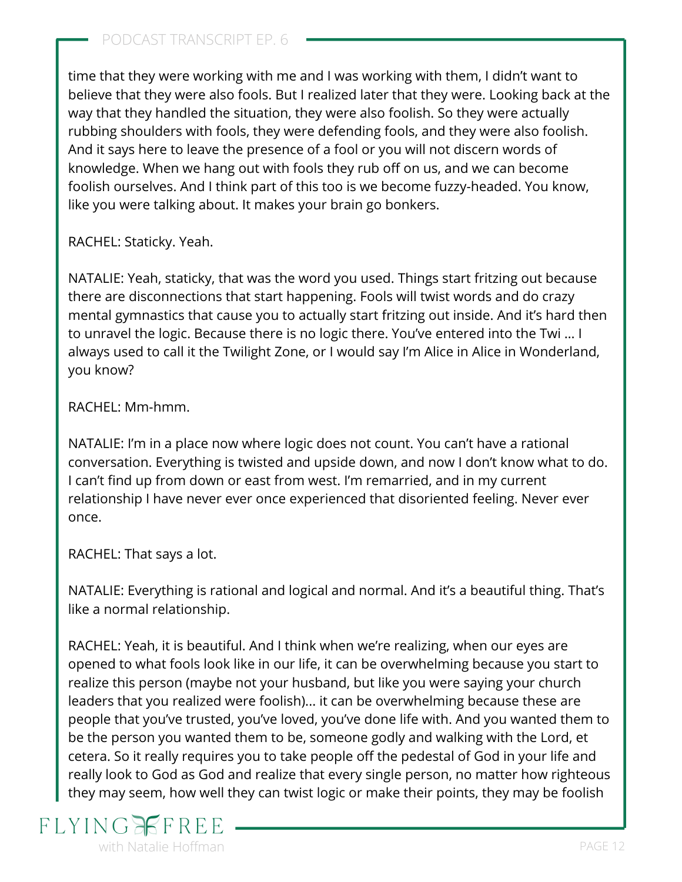time that they were working with me and I was working with them, I didn't want to believe that they were also fools. But I realized later that they were. Looking back at the way that they handled the situation, they were also foolish. So they were actually rubbing shoulders with fools, they were defending fools, and they were also foolish. And it says here to leave the presence of a fool or you will not discern words of knowledge. When we hang out with fools they rub off on us, and we can become foolish ourselves. And I think part of this too is we become fuzzy-headed. You know, like you were talking about. It makes your brain go bonkers.

RACHEL: Staticky. Yeah.

NATALIE: Yeah, staticky, that was the word you used. Things start fritzing out because there are disconnections that start happening. Fools will twist words and do crazy mental gymnastics that cause you to actually start fritzing out inside. And it's hard then to unravel the logic. Because there is no logic there. You've entered into the Twi … I always used to call it the Twilight Zone, or I would say I'm Alice in Alice in Wonderland, you know?

RACHEL: Mm-hmm.

NATALIE: I'm in a place now where logic does not count. You can't have a rational conversation. Everything is twisted and upside down, and now I don't know what to do. I can't find up from down or east from west. I'm remarried, and in my current relationship I have never ever once experienced that disoriented feeling. Never ever once.

RACHEL: That says a lot.

NATALIE: Everything is rational and logical and normal. And it's a beautiful thing. That's like a normal relationship.

RACHEL: Yeah, it is beautiful. And I think when we're realizing, when our eyes are opened to what fools look like in our life, it can be overwhelming because you start to realize this person (maybe not your husband, but like you were saying your church leaders that you realized were foolish)... it can be overwhelming because these are people that you've trusted, you've loved, you've done life with. And you wanted them to be the person you wanted them to be, someone godly and walking with the Lord, et cetera. So it really requires you to take people off the pedestal of God in your life and really look to God as God and realize that every single person, no matter how righteous they may seem, how well they can twist logic or make their points, they may be foolish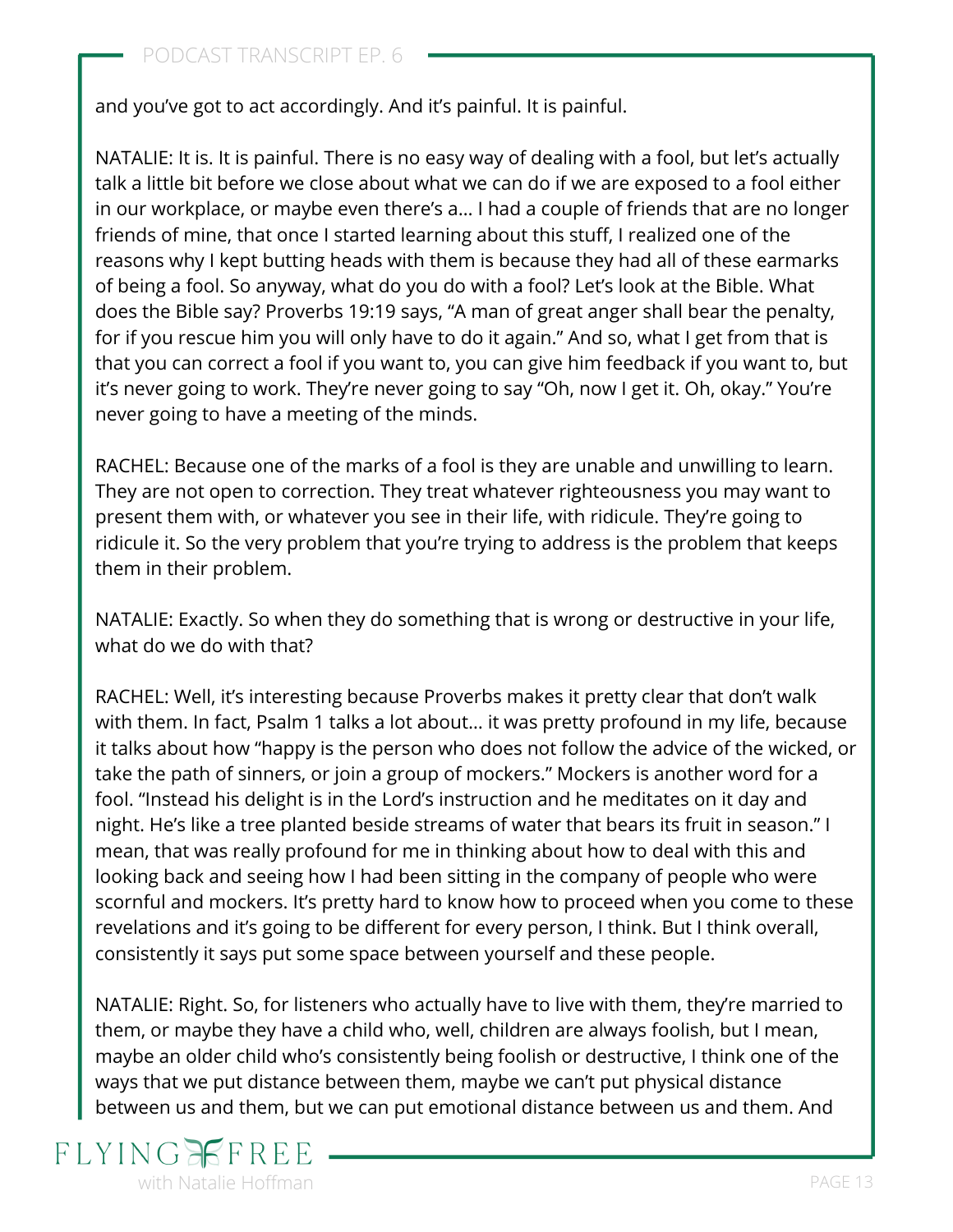and you've got to act accordingly. And it's painful. It is painful.

NATALIE: It is. It is painful. There is no easy way of dealing with a fool, but let's actually talk a little bit before we close about what we can do if we are exposed to a fool either in our workplace, or maybe even there's a… I had a couple of friends that are no longer friends of mine, that once I started learning about this stuff, I realized one of the reasons why I kept butting heads with them is because they had all of these earmarks of being a fool. So anyway, what do you do with a fool? Let's look at the Bible. What does the Bible say? Proverbs 19:19 says, "A man of great anger shall bear the penalty, for if you rescue him you will only have to do it again." And so, what I get from that is that you can correct a fool if you want to, you can give him feedback if you want to, but it's never going to work. They're never going to say "Oh, now I get it. Oh, okay." You're never going to have a meeting of the minds.

RACHEL: Because one of the marks of a fool is they are unable and unwilling to learn. They are not open to correction. They treat whatever righteousness you may want to present them with, or whatever you see in their life, with ridicule. They're going to ridicule it. So the very problem that you're trying to address is the problem that keeps them in their problem.

NATALIE: Exactly. So when they do something that is wrong or destructive in your life, what do we do with that?

RACHEL: Well, it's interesting because Proverbs makes it pretty clear that don't walk with them. In fact, Psalm 1 talks a lot about… it was pretty profound in my life, because it talks about how "happy is the person who does not follow the advice of the wicked, or take the path of sinners, or join a group of mockers." Mockers is another word for a fool. "Instead his delight is in the Lord's instruction and he meditates on it day and night. He's like a tree planted beside streams of water that bears its fruit in season." I mean, that was really profound for me in thinking about how to deal with this and looking back and seeing how I had been sitting in the company of people who were scornful and mockers. It's pretty hard to know how to proceed when you come to these revelations and it's going to be different for every person, I think. But I think overall, consistently it says put some space between yourself and these people.

NATALIE: Right. So, for listeners who actually have to live with them, they're married to them, or maybe they have a child who, well, children are always foolish, but I mean, maybe an older child who's consistently being foolish or destructive, I think one of the ways that we put distance between them, maybe we can't put physical distance between us and them, but we can put emotional distance between us and them. And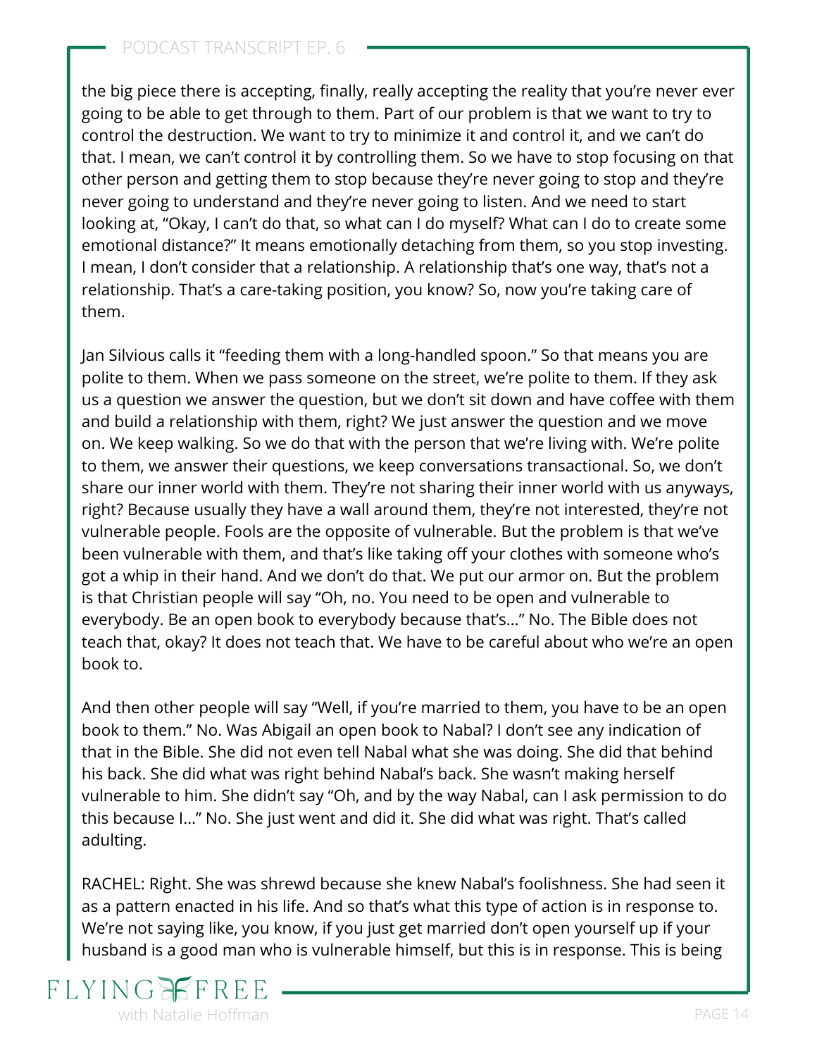the big piece there is accepting, finally, really accepting the reality that you're never ever going to be able to get through to them. Part of our problem is that we want to try to control the destruction. We want to try to minimize it and control it, and we can't do that. I mean, we can't control it by controlling them. So we have to stop focusing on that other person and getting them to stop because they're never going to stop and they're never going to understand and they're never going to listen. And we need to start looking at, "Okay, I can't do that, so what can I do myself? What can I do to create some emotional distance?" It means emotionally detaching from them, so you stop investing. I mean, I don't consider that a relationship. A relationship that's one way, that's not a relationship. That's a care-taking position, you know? So, now you're taking care of them.

Jan Silvious calls it "feeding them with a long-handled spoon." So that means you are polite to them. When we pass someone on the street, we're polite to them. If they ask us a question we answer the question, but we don't sit down and have coffee with them and build a relationship with them, right? We just answer the question and we move on. We keep walking. So we do that with the person that we're living with. We're polite to them, we answer their questions, we keep conversations transactional. So, we don't share our inner world with them. They're not sharing their inner world with us anyways, right? Because usually they have a wall around them, they're not interested, they're not vulnerable people. Fools are the opposite of vulnerable. But the problem is that we've been vulnerable with them, and that's like taking off your clothes with someone who's got a whip in their hand. And we don't do that. We put our armor on. But the problem is that Christian people will say "Oh, no. You need to be open and vulnerable to everybody. Be an open book to everybody because that's…" No. The Bible does not teach that, okay? It does not teach that. We have to be careful about who we're an open book to.

And then other people will say "Well, if you're married to them, you have to be an open book to them." No. Was Abigail an open book to Nabal? I don't see any indication of that in the Bible. She did not even tell Nabal what she was doing. She did that behind his back. She did what was right behind Nabal's back. She wasn't making herself vulnerable to him. She didn't say "Oh, and by the way Nabal, can I ask permission to do this because I…" No. She just went and did it. She did what was right. That's called adulting.

RACHEL: Right. She was shrewd because she knew Nabal's foolishness. She had seen it as a pattern enacted in his life. And so that's what this type of action is in response to. We're not saying like, you know, if you just get married don't open yourself up if your husband is a good man who is vulnerable himself, but this is in response. This is being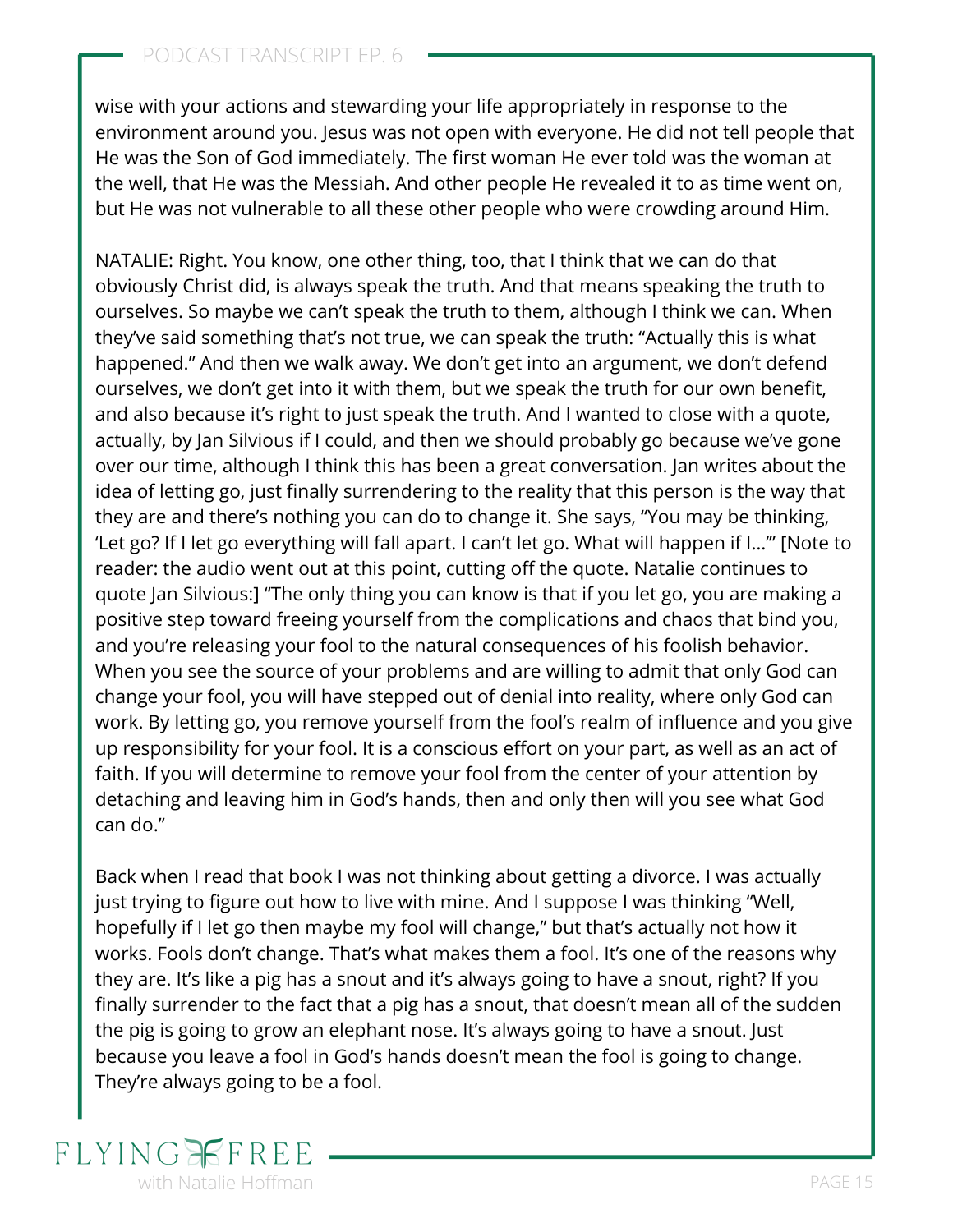wise with your actions and stewarding your life appropriately in response to the environment around you. Jesus was not open with everyone. He did not tell people that He was the Son of God immediately. The first woman He ever told was the woman at the well, that He was the Messiah. And other people He revealed it to as time went on, but He was not vulnerable to all these other people who were crowding around Him.

NATALIE: Right. You know, one other thing, too, that I think that we can do that obviously Christ did, is always speak the truth. And that means speaking the truth to ourselves. So maybe we can't speak the truth to them, although I think we can. When they've said something that's not true, we can speak the truth: "Actually this is what happened." And then we walk away. We don't get into an argument, we don't defend ourselves, we don't get into it with them, but we speak the truth for our own benefit, and also because it's right to just speak the truth. And I wanted to close with a quote, actually, by Jan Silvious if I could, and then we should probably go because we've gone over our time, although I think this has been a great conversation. Jan writes about the idea of letting go, just finally surrendering to the reality that this person is the way that they are and there's nothing you can do to change it. She says, "You may be thinking, 'Let go? If I let go everything will fall apart. I can't let go. What will happen if I…'" [Note to reader: the audio went out at this point, cutting off the quote. Natalie continues to quote Jan Silvious:] "The only thing you can know is that if you let go, you are making a positive step toward freeing yourself from the complications and chaos that bind you, and you're releasing your fool to the natural consequences of his foolish behavior. When you see the source of your problems and are willing to admit that only God can change your fool, you will have stepped out of denial into reality, where only God can work. By letting go, you remove yourself from the fool's realm of influence and you give up responsibility for your fool. It is a conscious effort on your part, as well as an act of faith. If you will determine to remove your fool from the center of your attention by detaching and leaving him in God's hands, then and only then will you see what God can do."

Back when I read that book I was not thinking about getting a divorce. I was actually just trying to figure out how to live with mine. And I suppose I was thinking "Well, hopefully if I let go then maybe my fool will change," but that's actually not how it works. Fools don't change. That's what makes them a fool. It's one of the reasons why they are. It's like a pig has a snout and it's always going to have a snout, right? If you finally surrender to the fact that a pig has a snout, that doesn't mean all of the sudden the pig is going to grow an elephant nose. It's always going to have a snout. Just because you leave a fool in God's hands doesn't mean the fool is going to change. They're always going to be a fool.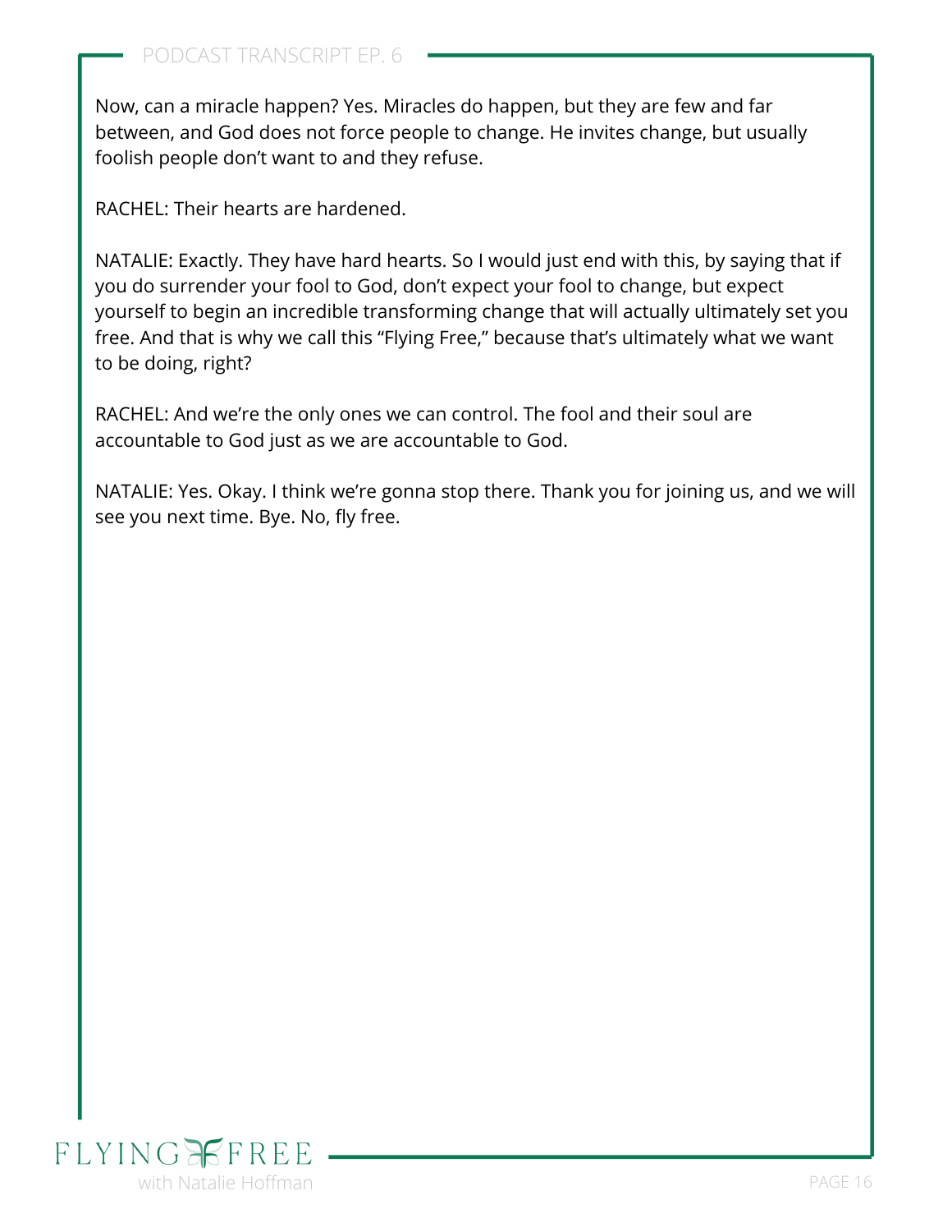Now, can a miracle happen? Yes. Miracles do happen, but they are few and far between, and God does not force people to change. He invites change, but usually foolish people don't want to and they refuse.

RACHEL: Their hearts are hardened.

NATALIE: Exactly. They have hard hearts. So I would just end with this, by saying that if you do surrender your fool to God, don't expect your fool to change, but expect yourself to begin an incredible transforming change that will actually ultimately set you free. And that is why we call this "Flying Free," because that's ultimately what we want to be doing, right?

RACHEL: And we're the only ones we can control. The fool and their soul are accountable to God just as we are accountable to God.

NATALIE: Yes. Okay. I think we're gonna stop there. Thank you for joining us, and we will see you next time. Bye. No, fly free.